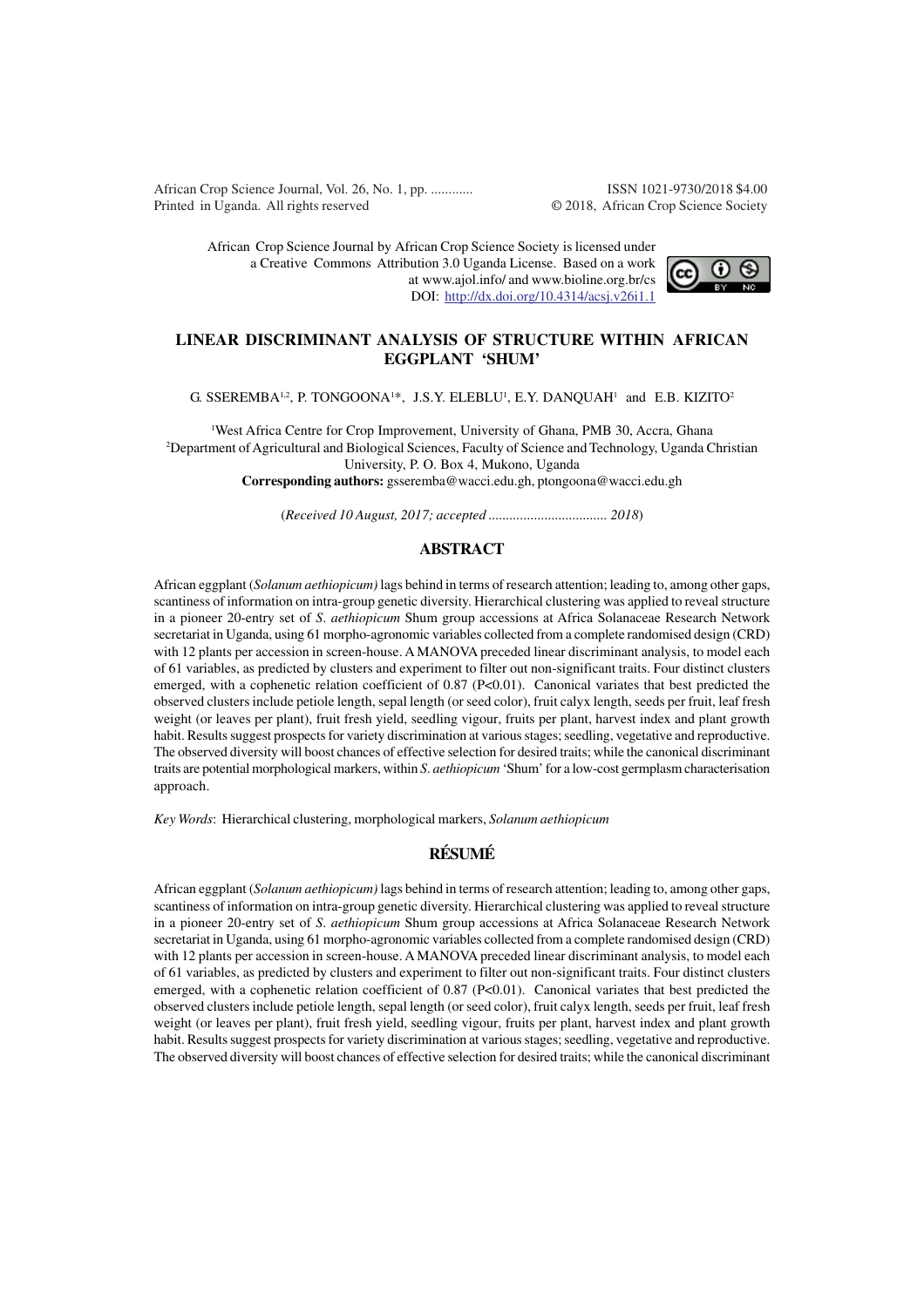African Crop Science Journal, Vol. 26, No. 1, pp. ............
Printed in Uganda. All rights reserved

ISSN 1021-9730/2018 $4.00
© 2018, African Crop Science Society

African Crop Science Journal by African Crop Science Society is licensed under a Creative Commons Attribution 3.0 Uganda License. Based on a work at www.ajol.info/ and www.bioline.org.br/cs
DOI: http://dx.doi.org/10.4314/acsj.v26i1.1

# LINEAR DISCRIMINANT ANALYSIS OF STRUCTURE WITHIN AFRICAN EGGPLANT 'SHUM'

G. SSEREMBA[1,2], P. TONGOONA[1]*, J.S.Y. ELEBLU[1], E.Y. DANQUAH[1] and E.B. KIZITO[2]

[1]West Africa Centre for Crop Improvement, University of Ghana, PMB 30, Accra, Ghana
[2]Department of Agricultural and Biological Sciences, Faculty of Science and Technology, Uganda Christian University, P. O. Box 4, Mukono, Uganda
**Corresponding authors:** gsseremba@wacci.edu.gh, ptongoona@wacci.edu.gh

(*Received 10 August, 2017; accepted .................................. 2018*)

## ABSTRACT

African eggplant (*Solanum aethiopicum)* lags behind in terms of research attention; leading to, among other gaps, scantiness of information on intra-group genetic diversity. Hierarchical clustering was applied to reveal structure in a pioneer 20-entry set of *S. aethiopicum* Shum group accessions at Africa Solanaceae Research Network secretariat in Uganda, using 61 morpho-agronomic variables collected from a complete randomised design (CRD) with 12 plants per accession in screen-house. A MANOVA preceded linear discriminant analysis, to model each of 61 variables, as predicted by clusters and experiment to filter out non-significant traits. Four distinct clusters emerged, with a cophenetic relation coefficient of 0.87 ($P<0.01$). Canonical variates that best predicted the observed clusters include petiole length, sepal length (or seed color), fruit calyx length, seeds per fruit, leaf fresh weight (or leaves per plant), fruit fresh yield, seedling vigour, fruits per plant, harvest index and plant growth habit. Results suggest prospects for variety discrimination at various stages; seedling, vegetative and reproductive. The observed diversity will boost chances of effective selection for desired traits; while the canonical discriminant traits are potential morphological markers, within *S. aethiopicum* 'Shum' for a low-cost germplasm characterisation approach.

*Key Words*: Hierarchical clustering, morphological markers, *Solanum aethiopicum*

## RÉSUMÉ

African eggplant (*Solanum aethiopicum)* lags behind in terms of research attention; leading to, among other gaps, scantiness of information on intra-group genetic diversity. Hierarchical clustering was applied to reveal structure in a pioneer 20-entry set of *S. aethiopicum* Shum group accessions at Africa Solanaceae Research Network secretariat in Uganda, using 61 morpho-agronomic variables collected from a complete randomised design (CRD) with 12 plants per accession in screen-house. A MANOVA preceded linear discriminant analysis, to model each of 61 variables, as predicted by clusters and experiment to filter out non-significant traits. Four distinct clusters emerged, with a cophenetic relation coefficient of 0.87 ($P<0.01$). Canonical variates that best predicted the observed clusters include petiole length, sepal length (or seed color), fruit calyx length, seeds per fruit, leaf fresh weight (or leaves per plant), fruit fresh yield, seedling vigour, fruits per plant, harvest index and plant growth habit. Results suggest prospects for variety discrimination at various stages; seedling, vegetative and reproductive. The observed diversity will boost chances of effective selection for desired traits; while the canonical discriminant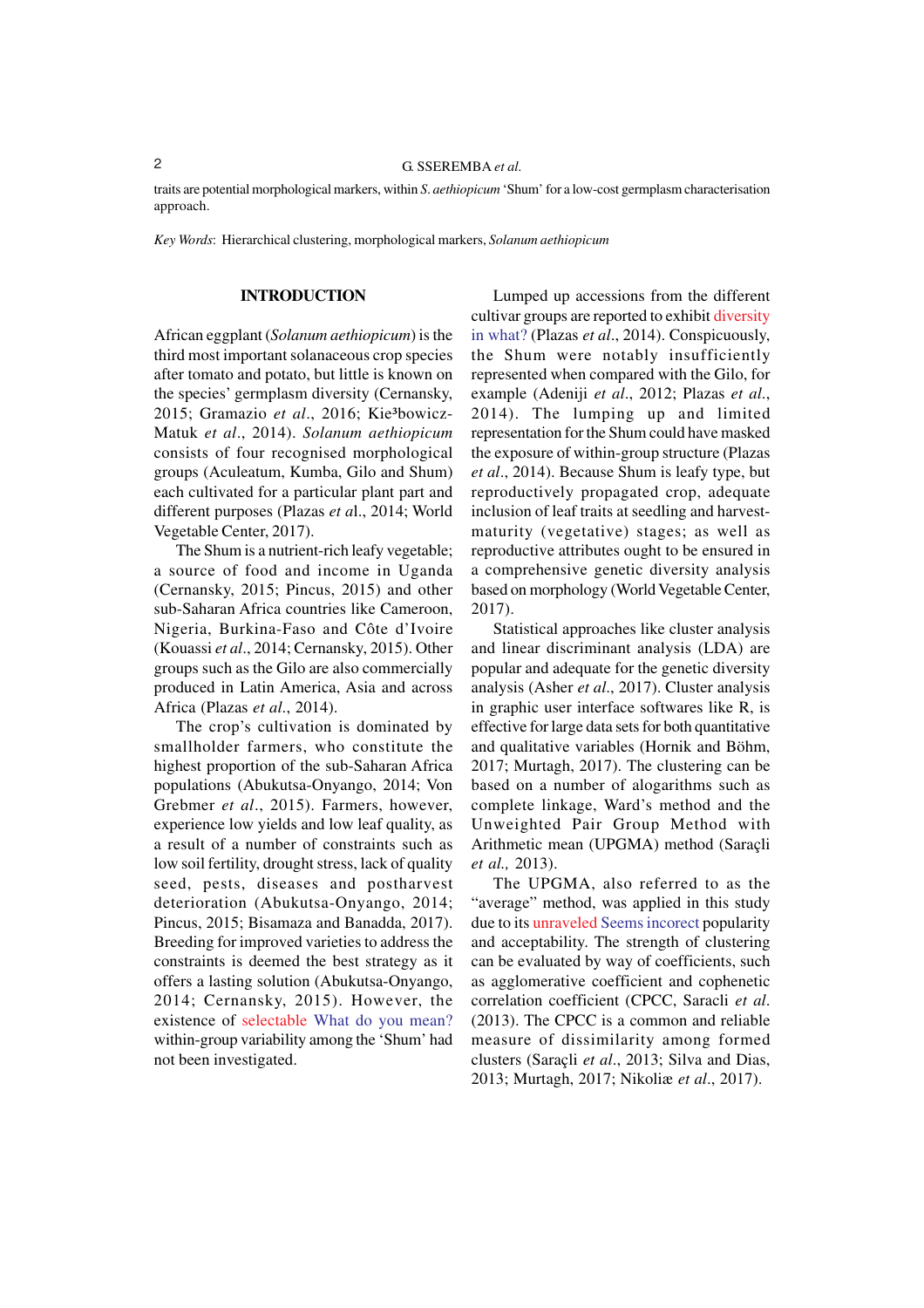traits are potential morphological markers, within *S. aethiopicum* 'Shum' for a low-cost germplasm characterisation approach.

*Key Words*: Hierarchical clustering, morphological markers, *Solanum aethiopicum*

## INTRODUCTION

African eggplant (*Solanum aethiopicum*) is the third most important solanaceous crop species after tomato and potato, but little is known on the species' germplasm diversity (Cernansky, 2015; Gramazio *et al*., 2016; Kie³bowicz-Matuk *et al*., 2014). *Solanum aethiopicum* consists of four recognised morphological groups (Aculeatum, Kumba, Gilo and Shum) each cultivated for a particular plant part and different purposes (Plazas *et a*l., 2014; World Vegetable Center, 2017).

The Shum is a nutrient-rich leafy vegetable; a source of food and income in Uganda (Cernansky, 2015; Pincus, 2015) and other sub-Saharan Africa countries like Cameroon, Nigeria, Burkina-Faso and Côte d'Ivoire (Kouassi *et al*., 2014; Cernansky, 2015). Other groups such as the Gilo are also commercially produced in Latin America, Asia and across Africa (Plazas *et al*., 2014).

The crop's cultivation is dominated by smallholder farmers, who constitute the highest proportion of the sub-Saharan Africa populations (Abukutsa-Onyango, 2014; Von Grebmer *et al*., 2015). Farmers, however, experience low yields and low leaf quality, as a result of a number of constraints such as low soil fertility, drought stress, lack of quality seed, pests, diseases and postharvest deterioration (Abukutsa-Onyango, 2014; Pincus, 2015; Bisamaza and Banadda, 2017). Breeding for improved varieties to address the constraints is deemed the best strategy as it offers a lasting solution (Abukutsa-Onyango, 2014; Cernansky, 2015). However, the existence of selectable What do you mean? within-group variability among the 'Shum' had not been investigated.

Lumped up accessions from the different cultivar groups are reported to exhibit diversity in what? (Plazas *et al*., 2014). Conspicuously, the Shum were notably insufficiently represented when compared with the Gilo, for example (Adeniji *et al*., 2012; Plazas *et al*., 2014). The lumping up and limited representation for the Shum could have masked the exposure of within-group structure (Plazas *et al*., 2014). Because Shum is leafy type, but reproductively propagated crop, adequate inclusion of leaf traits at seedling and harvest-maturity (vegetative) stages; as well as reproductive attributes ought to be ensured in a comprehensive genetic diversity analysis based on morphology (World Vegetable Center, 2017).

Statistical approaches like cluster analysis and linear discriminant analysis (LDA) are popular and adequate for the genetic diversity analysis (Asher *et al*., 2017). Cluster analysis in graphic user interface softwares like R, is effective for large data sets for both quantitative and qualitative variables (Hornik and Böhm, 2017; Murtagh, 2017). The clustering can be based on a number of alogarithms such as complete linkage, Ward's method and the Unweighted Pair Group Method with Arithmetic mean (UPGMA) method (Saraçli *et al.,* 2013).

The UPGMA, also referred to as the "average" method, was applied in this study due to its unraveled Seems incorect popularity and acceptability. The strength of clustering can be evaluated by way of coefficients, such as agglomerative coefficient and cophenetic correlation coefficient (CPCC, Saracli *et al*. (2013). The CPCC is a common and reliable measure of dissimilarity among formed clusters (Saraçli *et al*., 2013; Silva and Dias, 2013; Murtagh, 2017; Nikoliæ *et al*., 2017).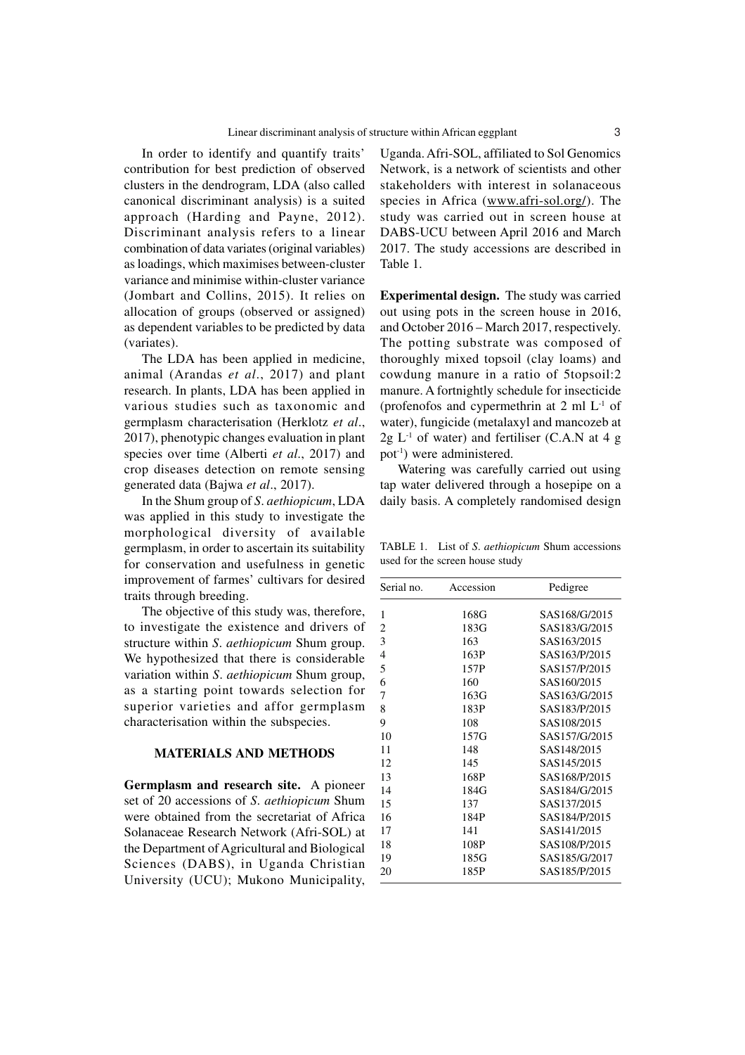In order to identify and quantify traits' contribution for best prediction of observed clusters in the dendrogram, LDA (also called canonical discriminant analysis) is a suited approach (Harding and Payne, 2012). Discriminant analysis refers to a linear combination of data variates (original variables) as loadings, which maximises between-cluster variance and minimise within-cluster variance (Jombart and Collins, 2015). It relies on allocation of groups (observed or assigned) as dependent variables to be predicted by data (variates).

The LDA has been applied in medicine, animal (Arandas *et al*., 2017) and plant research. In plants, LDA has been applied in various studies such as taxonomic and germplasm characterisation (Herklotz *et al*., 2017), phenotypic changes evaluation in plant species over time (Alberti *et al*., 2017) and crop diseases detection on remote sensing generated data (Bajwa *et al*., 2017).

In the Shum group of *S. aethiopicum*, LDA was applied in this study to investigate the morphological diversity of available germplasm, in order to ascertain its suitability for conservation and usefulness in genetic improvement of farmes' cultivars for desired traits through breeding.

The objective of this study was, therefore, to investigate the existence and drivers of structure within *S. aethiopicum* Shum group. We hypothesized that there is considerable variation within *S. aethiopicum* Shum group, as a starting point towards selection for superior varieties and affor germplasm characterisation within the subspecies.

## MATERIALS AND METHODS

**Germplasm and research site.** A pioneer set of 20 accessions of *S. aethiopicum* Shum were obtained from the secretariat of Africa Solanaceae Research Network (Afri-SOL) at the Department of Agricultural and Biological Sciences (DABS), in Uganda Christian University (UCU); Mukono Municipality, Uganda. Afri-SOL, affiliated to Sol Genomics Network, is a network of scientists and other stakeholders with interest in solanaceous species in Africa (www.afri-sol.org/). The study was carried out in screen house at DABS-UCU between April 2016 and March 2017. The study accessions are described in Table 1.

**Experimental design.** The study was carried out using pots in the screen house in 2016, and October 2016 – March 2017, respectively. The potting substrate was composed of thoroughly mixed topsoil (clay loams) and cowdung manure in a ratio of 5topsoil:2 manure. A fortnightly schedule for insecticide (profenofos and cypermethrin at 2 ml $L^{-1}$ of water), fungicide (metalaxyl and mancozeb at 2g $L^{-1}$ of water) and fertiliser (C.A.N at 4 g $pot^{-1}$) were administered.

Watering was carefully carried out using tap water delivered through a hosepipe on a daily basis. A completely randomised design

TABLE 1. List of *S. aethiopicum* Shum accessions used for the screen house study

| Serial no. | Accession | Pedigree |
|---|---|---|
| 1 | 168G | SAS168/G/2015 |
| 2 | 183G | SAS183/G/2015 |
| 3 | 163 | SAS163/2015 |
| 4 | 163P | SAS163/P/2015 |
| 5 | 157P | SAS157/P/2015 |
| 6 | 160 | SAS160/2015 |
| 7 | 163G | SAS163/G/2015 |
| 8 | 183P | SAS183/P/2015 |
| 9 | 108 | SAS108/2015 |
| 10 | 157G | SAS157/G/2015 |
| 11 | 148 | SAS148/2015 |
| 12 | 145 | SAS145/2015 |
| 13 | 168P | SAS168/P/2015 |
| 14 | 184G | SAS184/G/2015 |
| 15 | 137 | SAS137/2015 |
| 16 | 184P | SAS184/P/2015 |
| 17 | 141 | SAS141/2015 |
| 18 | 108P | SAS108/P/2015 |
| 19 | 185G | SAS185/G/2017 |
| 20 | 185P | SAS185/P/2015 |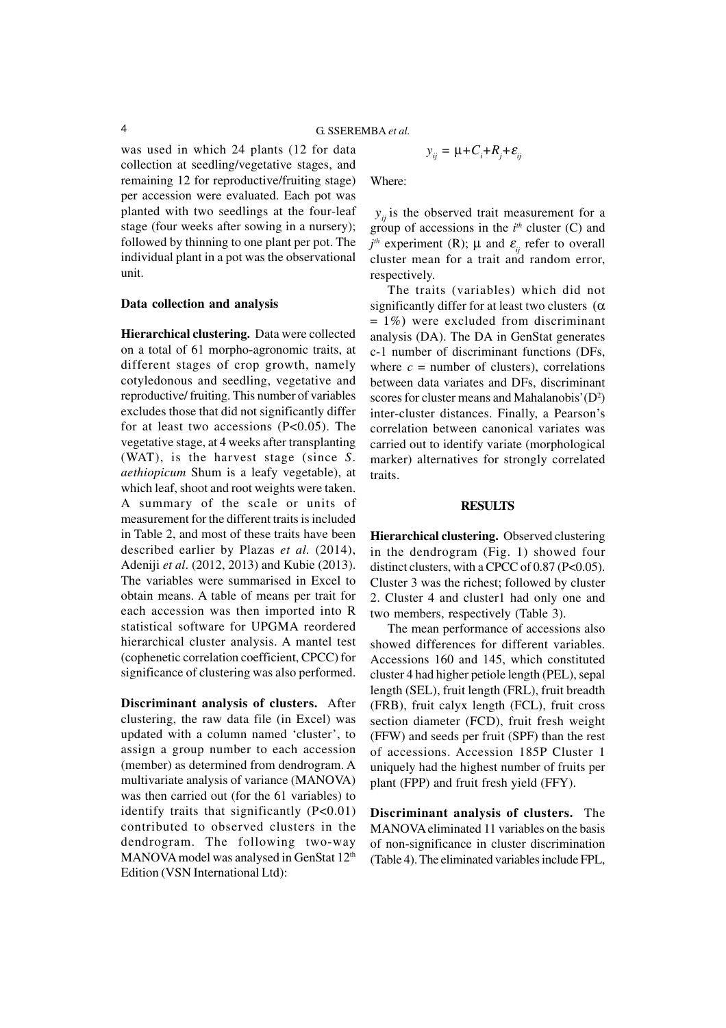was used in which 24 plants (12 for data collection at seedling/vegetative stages, and remaining 12 for reproductive/fruiting stage) per accession were evaluated. Each pot was planted with two seedlings at the four-leaf stage (four weeks after sowing in a nursery); followed by thinning to one plant per pot. The individual plant in a pot was the observational unit.

### Data collection and analysis

**Hierarchical clustering.** Data were collected on a total of 61 morpho-agronomic traits, at different stages of crop growth, namely cotyledonous and seedling, vegetative and reproductive/ fruiting. This number of variables excludes those that did not significantly differ for at least two accessions ($P<0.05$). The vegetative stage, at 4 weeks after transplanting (WAT), is the harvest stage (since *S. aethiopicum* Shum is a leafy vegetable), at which leaf, shoot and root weights were taken. A summary of the scale or units of measurement for the different traits is included in Table 2, and most of these traits have been described earlier by Plazas *et al.* (2014), Adeniji *et al*. (2012, 2013) and Kubie (2013). The variables were summarised in Excel to obtain means. A table of means per trait for each accession was then imported into R statistical software for UPGMA reordered hierarchical cluster analysis. A mantel test (cophenetic correlation coefficient, CPCC) for significance of clustering was also performed.

**Discriminant analysis of clusters.** After clustering, the raw data file (in Excel) was updated with a column named 'cluster', to assign a group number to each accession (member) as determined from dendrogram. A multivariate analysis of variance (MANOVA) was then carried out (for the 61 variables) to identify traits that significantly ($P<0.01$) contributed to observed clusters in the dendrogram. The following two-way MANOVA model was analysed in GenStat 12[th] Edition (VSN International Ltd):

$$y_{ij} = \mu + C_i + R_j + \varepsilon_{ij}$$

Where:

$y_{ij}$ is the observed trait measurement for a group of accessions in the $i^{th}$ cluster (C) and $j^{th}$ experiment (R); $\mu$ and $\varepsilon_{ij}$ refer to overall cluster mean for a trait and random error, respectively.

The traits (variables) which did not significantly differ for at least two clusters ($\alpha = 1\%$) were excluded from discriminant analysis (DA). The DA in GenStat generates c-1 number of discriminant functions (DFs, where $c$ = number of clusters), correlations between data variates and DFs, discriminant scores for cluster means and Mahalanobis' ($D^2$) inter-cluster distances. Finally, a Pearson's correlation between canonical variates was carried out to identify variate (morphological marker) alternatives for strongly correlated traits.

## RESULTS

**Hierarchical clustering.** Observed clustering in the dendrogram (Fig. 1) showed four distinct clusters, with a CPCC of 0.87 ($P<0.05$). Cluster 3 was the richest; followed by cluster 2. Cluster 4 and cluster1 had only one and two members, respectively (Table 3).

The mean performance of accessions also showed differences for different variables. Accessions 160 and 145, which constituted cluster 4 had higher petiole length (PEL), sepal length (SEL), fruit length (FRL), fruit breadth (FRB), fruit calyx length (FCL), fruit cross section diameter (FCD), fruit fresh weight (FFW) and seeds per fruit (SPF) than the rest of accessions. Accession 185P Cluster 1 uniquely had the highest number of fruits per plant (FPP) and fruit fresh yield (FFY).

**Discriminant analysis of clusters.** The MANOVA eliminated 11 variables on the basis of non-significance in cluster discrimination (Table 4). The eliminated variables include FPL,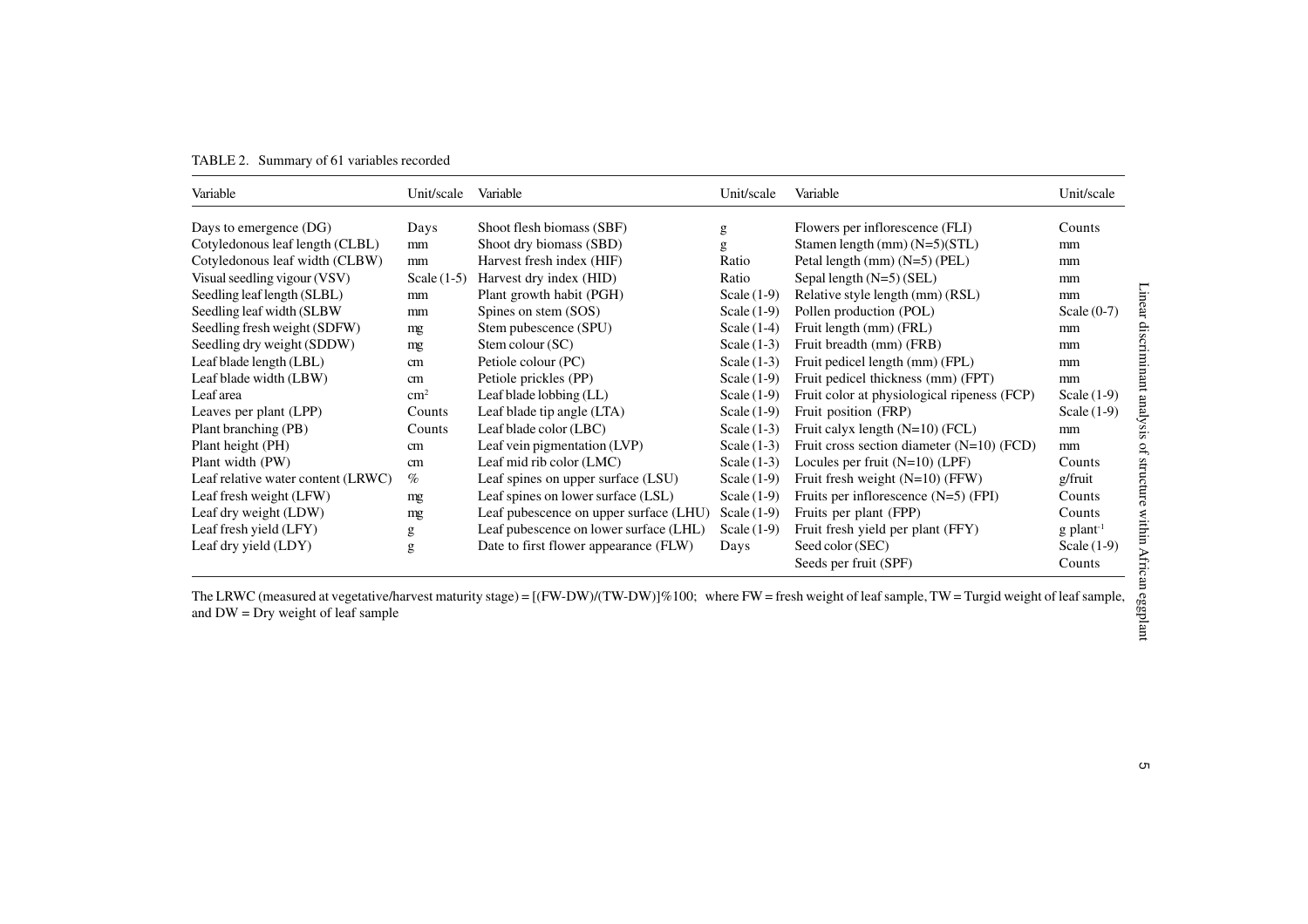TABLE 2. Summary of 61 variables recorded

| Variable | Unit/scale | Variable | Unit/scale | Variable | Unit/scale |
|---|---|---|---|---|---|
| Days to emergence (DG) | Days | Shoot flesh biomass (SBF) | g | Flowers per inflorescence (FLI) | Counts |
| Cotyledonous leaf length (CLBL) | mm | Shoot dry biomass (SBD) | g | Stamen length (mm) (N=5)(STL) | mm |
| Cotyledonous leaf width (CLBW) | mm | Harvest fresh index (HIF) | Ratio | Petal length (mm) (N=5) (PEL) | mm |
| Visual seedling vigour (VSV) | Scale (1-5) | Harvest dry index (HID) | Ratio | Sepal length (N=5) (SEL) | mm |
| Seedling leaf length (SLBL) | mm | Plant growth habit (PGH) | Scale (1-9) | Relative style length (mm) (RSL) | mm |
| Seedling leaf width (SLBW | mm | Spines on stem (SOS) | Scale (1-9) | Pollen production (POL) | Scale (0-7) |
| Seedling fresh weight (SDFW) | mg | Stem pubescence (SPU) | Scale (1-4) | Fruit length (mm) (FRL) | mm |
| Seedling dry weight (SDDW) | mg | Stem colour (SC) | Scale (1-3) | Fruit breadth (mm) (FRB) | mm |
| Leaf blade length (LBL) | cm | Petiole colour (PC) | Scale (1-3) | Fruit pedicel length (mm) (FPL) | mm |
| Leaf blade width (LBW) | cm | Petiole prickles (PP) | Scale (1-9) | Fruit pedicel thickness (mm) (FPT) | mm |
| Leaf area | $cm^2$ | Leaf blade lobbing (LL) | Scale (1-9) | Fruit color at physiological ripeness (FCP) | Scale (1-9) |
| Leaves per plant (LPP) | Counts | Leaf blade tip angle (LTA) | Scale (1-9) | Fruit position (FRP) | Scale (1-9) |
| Plant branching (PB) | Counts | Leaf blade color (LBC) | Scale (1-3) | Fruit calyx length (N=10) (FCL) | mm |
| Plant height (PH) | cm | Leaf vein pigmentation (LVP) | Scale (1-3) | Fruit cross section diameter (N=10) (FCD) | mm |
| Plant width (PW) | cm | Leaf mid rib color (LMC) | Scale (1-3) | Locules per fruit (N=10) (LPF) | Counts |
| Leaf relative water content (LRWC) | % | Leaf spines on upper surface (LSU) | Scale (1-9) | Fruit fresh weight (N=10) (FFW) | g/fruit |
| Leaf fresh weight (LFW) | mg | Leaf spines on lower surface (LSL) | Scale (1-9) | Fruits per inflorescence (N=5) (FPI) | Counts |
| Leaf dry weight (LDW) | mg | Leaf pubescence on upper surface (LHU) | Scale (1-9) | Fruits per plant (FPP) | Counts |
| Leaf fresh yield (LFY) | g | Leaf pubescence on lower surface (LHL) | Scale (1-9) | Fruit fresh yield per plant (FFY) | g $plant^{-1}$ |
| Leaf dry yield (LDY) | g | Date to first flower appearance (FLW) | Days | Seed color (SEC) | Scale (1-9) |
| | | | | Seeds per fruit (SPF) | Counts |

The LRWC (measured at vegetative/harvest maturity stage) = [(FW-DW)/(TW-DW)]%100; where FW = fresh weight of leaf sample, TW = Turgid weight of leaf sample, and DW = Dry weight of leaf sample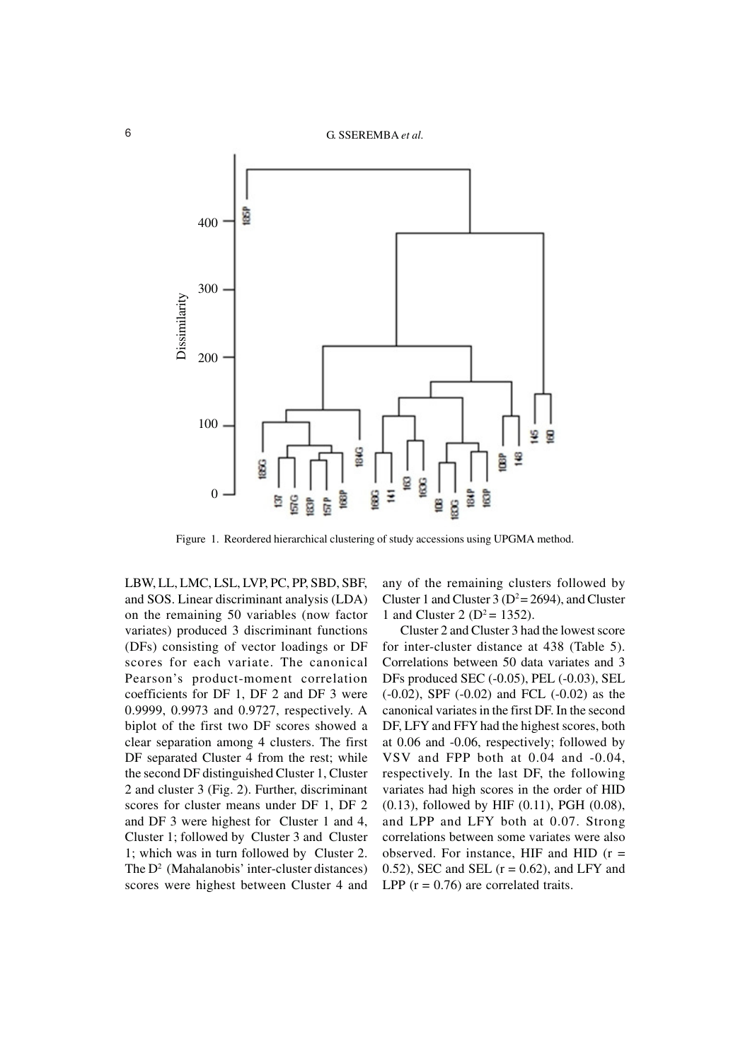Figure 1. Reordered hierarchical clustering of study accessions using UPGMA method.

LBW, LL, LMC, LSL, LVP, PC, PP, SBD, SBF, and SOS. Linear discriminant analysis (LDA) on the remaining 50 variables (now factor variates) produced 3 discriminant functions (DFs) consisting of vector loadings or DF scores for each variate. The canonical Pearson's product-moment correlation coefficients for DF 1, DF 2 and DF 3 were 0.9999, 0.9973 and 0.9727, respectively. A biplot of the first two DF scores showed a clear separation among 4 clusters. The first DF separated Cluster 4 from the rest; while the second DF distinguished Cluster 1, Cluster 2 and cluster 3 (Fig. 2). Further, discriminant scores for cluster means under DF 1, DF 2 and DF 3 were highest for Cluster 1 and 4, Cluster 1; followed by Cluster 3 and Cluster 1; which was in turn followed by Cluster 2. The $D^2$ (Mahalanobis' inter-cluster distances) scores were highest between Cluster 4 and any of the remaining clusters followed by Cluster 1 and Cluster 3 ($D^2 = 2694$), and Cluster 1 and Cluster 2 ($D^2 = 1352$).

Cluster 2 and Cluster 3 had the lowest score for inter-cluster distance at 438 (Table 5). Correlations between 50 data variates and 3 DFs produced SEC (-0.05), PEL (-0.03), SEL (-0.02), SPF (-0.02) and FCL (-0.02) as the canonical variates in the first DF. In the second DF, LFY and FFY had the highest scores, both at 0.06 and -0.06, respectively; followed by VSV and FPP both at 0.04 and -0.04, respectively. In the last DF, the following variates had high scores in the order of HID (0.13), followed by HIF (0.11), PGH (0.08), and LPP and LFY both at 0.07. Strong correlations between some variates were also observed. For instance, HIF and HID ($r = 0.52$), SEC and SEL ($r = 0.62$), and LFY and LPP ($r = 0.76$) are correlated traits.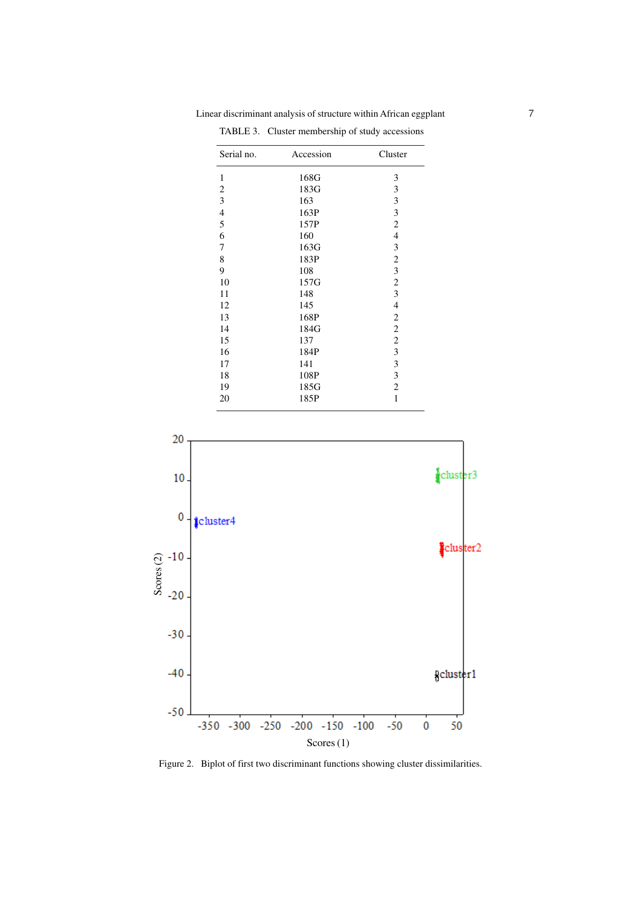TABLE 3. Cluster membership of study accessions

| Serial no. | Accession | Cluster |
|---|---|---|
| 1 | 168G | 3 |
| 2 | 183G | 3 |
| 3 | 163 | 3 |
| 4 | 163P | 3 |
| 5 | 157P | 2 |
| 6 | 160 | 4 |
| 7 | 163G | 3 |
| 8 | 183P | 2 |
| 9 | 108 | 3 |
| 10 | 157G | 2 |
| 11 | 148 | 3 |
| 12 | 145 | 4 |
| 13 | 168P | 2 |
| 14 | 184G | 2 |
| 15 | 137 | 2 |
| 16 | 184P | 3 |
| 17 | 141 | 3 |
| 18 | 108P | 3 |
| 19 | 185G | 2 |
| 20 | 185P | 1 |

Figure 2. Biplot of first two discriminant functions showing cluster dissimilarities.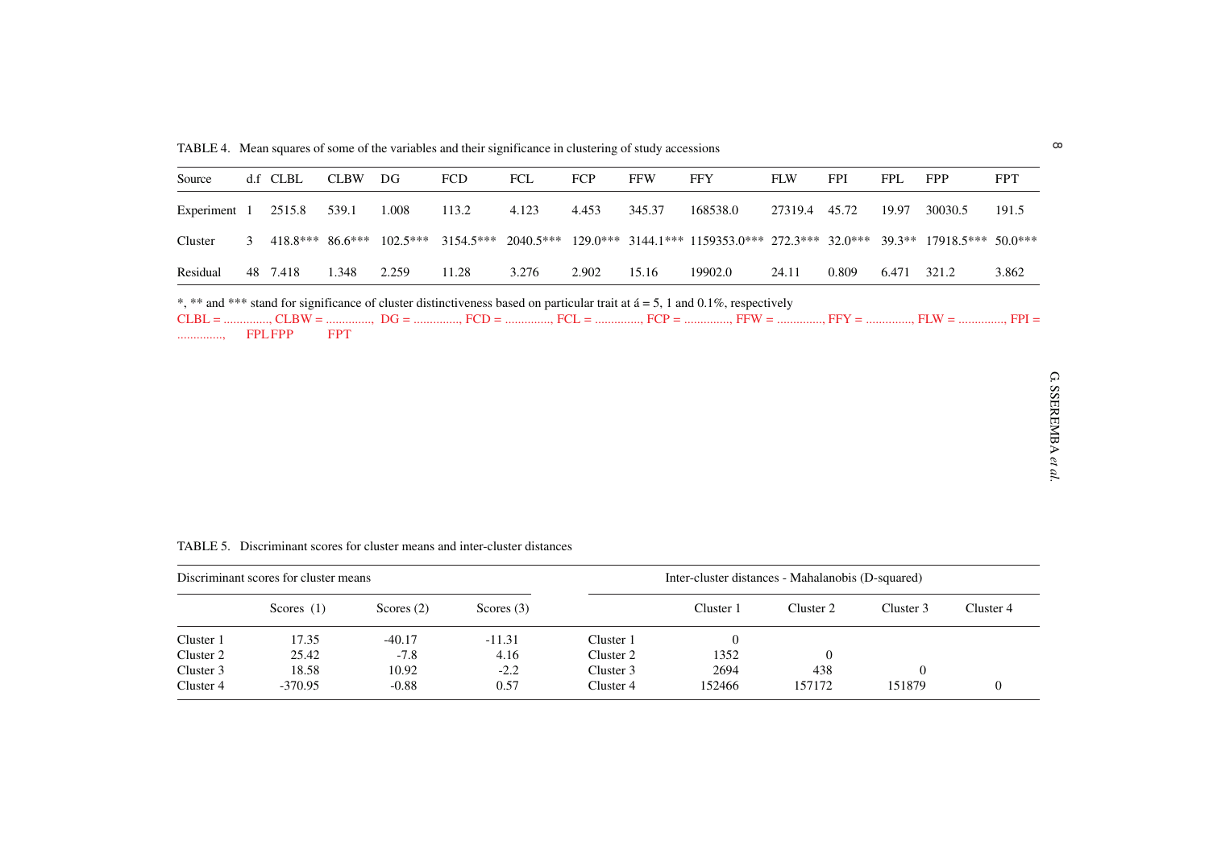TABLE 4. Mean squares of some of the variables and their significance in clustering of study accessions

| Source | d.f | CLBL | CLBW | DG | FCD | FCL | FCP | FFW | FFY | FLW | FPI | FPL | FPP | FPT |
|---|---|---|---|---|---|---|---|---|---|---|---|---|---|---|
| Experiment | 1 | 2515.8 | 539.1 | 1.008 | 113.2 | 4.123 | 4.453 | 345.37 | 168538.0 | 27319.4 | 45.72 | 19.97 | 30030.5 | 191.5 |
| Cluster | 3 | 418.8*** | 86.6*** | 102.5*** | 3154.5*** | 2040.5*** | 129.0*** | 3144.1*** | 1159353.0*** | 272.3*** | 32.0*** | 39.3** | 17918.5*** | 50.0*** |
| Residual | 48 | 7.418 | 1.348 | 2.259 | 11.28 | 3.276 | 2.902 | 15.16 | 19902.0 | 24.11 | 0.809 | 6.471 | 321.2 | 3.862 |

*, ** and *** stand for significance of cluster distinctiveness based on particular trait at á = 5, 1 and 0.1%, respectively
CLBL = .............., CLBW = .............., DG = .............., FCD = .............., FCL = .............., FCP = .............., FFW = .............., FFY = .............., FLW = .............., FPI = .............., FPL FPP FPT

TABLE 5. Discriminant scores for cluster means and inter-cluster distances

| Discriminant scores for cluster means | | | | Inter-cluster distances - Mahalanobis (D-squared) | | | | |
|---|---|---|---|---|---|---|---|---|
| | Scores (1) | Scores (2) | Scores (3) | | Cluster 1 | Cluster 2 | Cluster 3 | Cluster 4 |
| Cluster 1 | 17.35 | -40.17 | -11.31 | Cluster 1 | 0 | | | |
| Cluster 2 | 25.42 | -7.8 | 4.16 | Cluster 2 | 1352 | 0 | | |
| Cluster 3 | 18.58 | 10.92 | -2.2 | Cluster 3 | 2694 | 438 | 0 | |
| Cluster 4 | -370.95 | -0.88 | 0.57 | Cluster 4 | 152466 | 157172 | 151879 | 0 |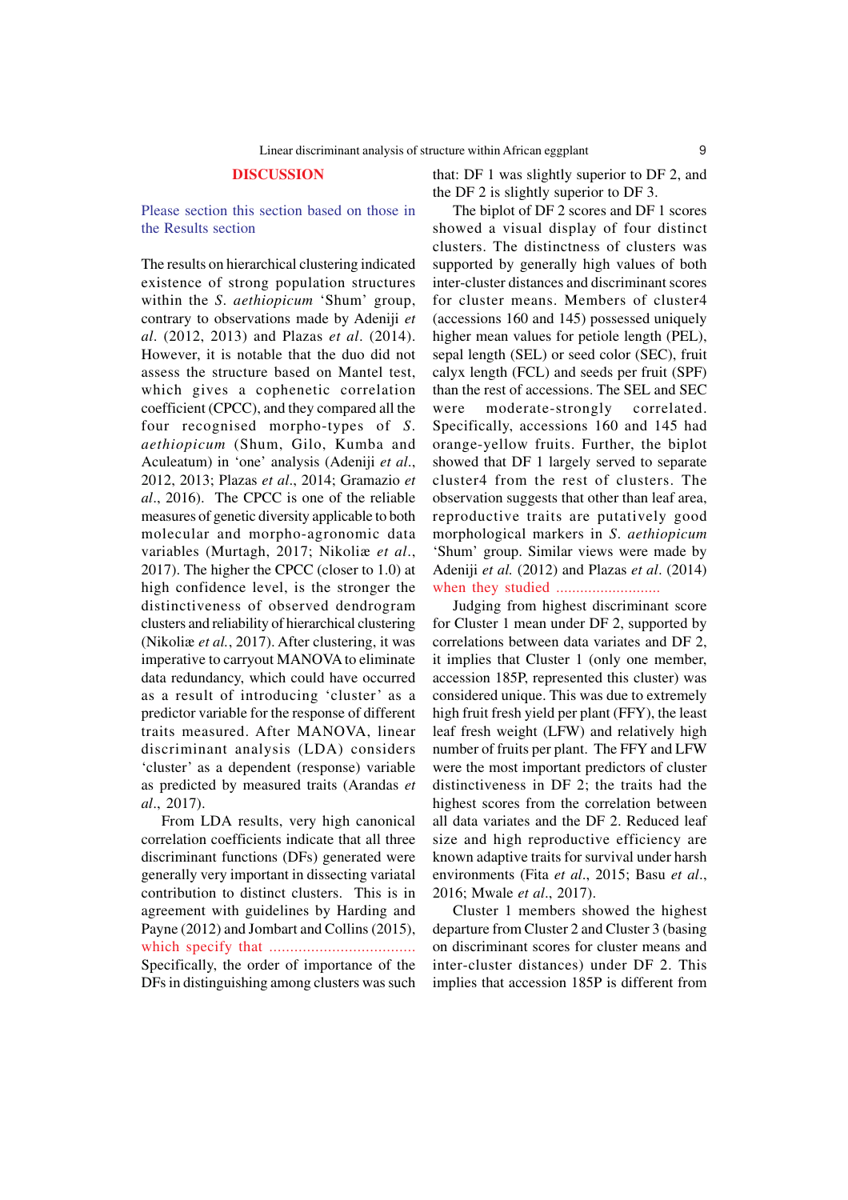## DISCUSSION

Please section this section based on those in the Results section

The results on hierarchical clustering indicated existence of strong population structures within the *S. aethiopicum* 'Shum' group, contrary to observations made by Adeniji *et al*. (2012, 2013) and Plazas *et al*. (2014). However, it is notable that the duo did not assess the structure based on Mantel test, which gives a cophenetic correlation coefficient (CPCC), and they compared all the four recognised morpho-types of *S. aethiopicum* (Shum, Gilo, Kumba and Aculeatum) in 'one' analysis (Adeniji *et al*., 2012, 2013; Plazas *et al*., 2014; Gramazio *et al*., 2016). The CPCC is one of the reliable measures of genetic diversity applicable to both molecular and morpho-agronomic data variables (Murtagh, 2017; Nikoliæ *et al*., 2017). The higher the CPCC (closer to 1.0) at high confidence level, is the stronger the distinctiveness of observed dendrogram clusters and reliability of hierarchical clustering (Nikoliæ *et al.*, 2017). After clustering, it was imperative to carryout MANOVA to eliminate data redundancy, which could have occurred as a result of introducing 'cluster' as a predictor variable for the response of different traits measured. After MANOVA, linear discriminant analysis (LDA) considers 'cluster' as a dependent (response) variable as predicted by measured traits (Arandas *et al*., 2017).

From LDA results, very high canonical correlation coefficients indicate that all three discriminant functions (DFs) generated were generally very important in dissecting variatal contribution to distinct clusters. This is in agreement with guidelines by Harding and Payne (2012) and Jombart and Collins (2015), which specify that ................................... Specifically, the order of importance of the DFs in distinguishing among clusters was such that: DF 1 was slightly superior to DF 2, and the DF 2 is slightly superior to DF 3.

The biplot of DF 2 scores and DF 1 scores showed a visual display of four distinct clusters. The distinctness of clusters was supported by generally high values of both inter-cluster distances and discriminant scores for cluster means. Members of cluster4 (accessions 160 and 145) possessed uniquely higher mean values for petiole length (PEL), sepal length (SEL) or seed color (SEC), fruit calyx length (FCL) and seeds per fruit (SPF) than the rest of accessions. The SEL and SEC were moderate-strongly correlated. Specifically, accessions 160 and 145 had orange-yellow fruits. Further, the biplot showed that DF 1 largely served to separate cluster4 from the rest of clusters. The observation suggests that other than leaf area, reproductive traits are putatively good morphological markers in *S. aethiopicum* 'Shum' group. Similar views were made by Adeniji *et al.* (2012) and Plazas *et al*. (2014) when they studied ..........................

Judging from highest discriminant score for Cluster 1 mean under DF 2, supported by correlations between data variates and DF 2, it implies that Cluster 1 (only one member, accession 185P, represented this cluster) was considered unique. This was due to extremely high fruit fresh yield per plant (FFY), the least leaf fresh weight (LFW) and relatively high number of fruits per plant. The FFY and LFW were the most important predictors of cluster distinctiveness in DF 2; the traits had the highest scores from the correlation between all data variates and the DF 2. Reduced leaf size and high reproductive efficiency are known adaptive traits for survival under harsh environments (Fita *et al*., 2015; Basu *et al*., 2016; Mwale *et al*., 2017).

Cluster 1 members showed the highest departure from Cluster 2 and Cluster 3 (basing on discriminant scores for cluster means and inter-cluster distances) under DF 2. This implies that accession 185P is different from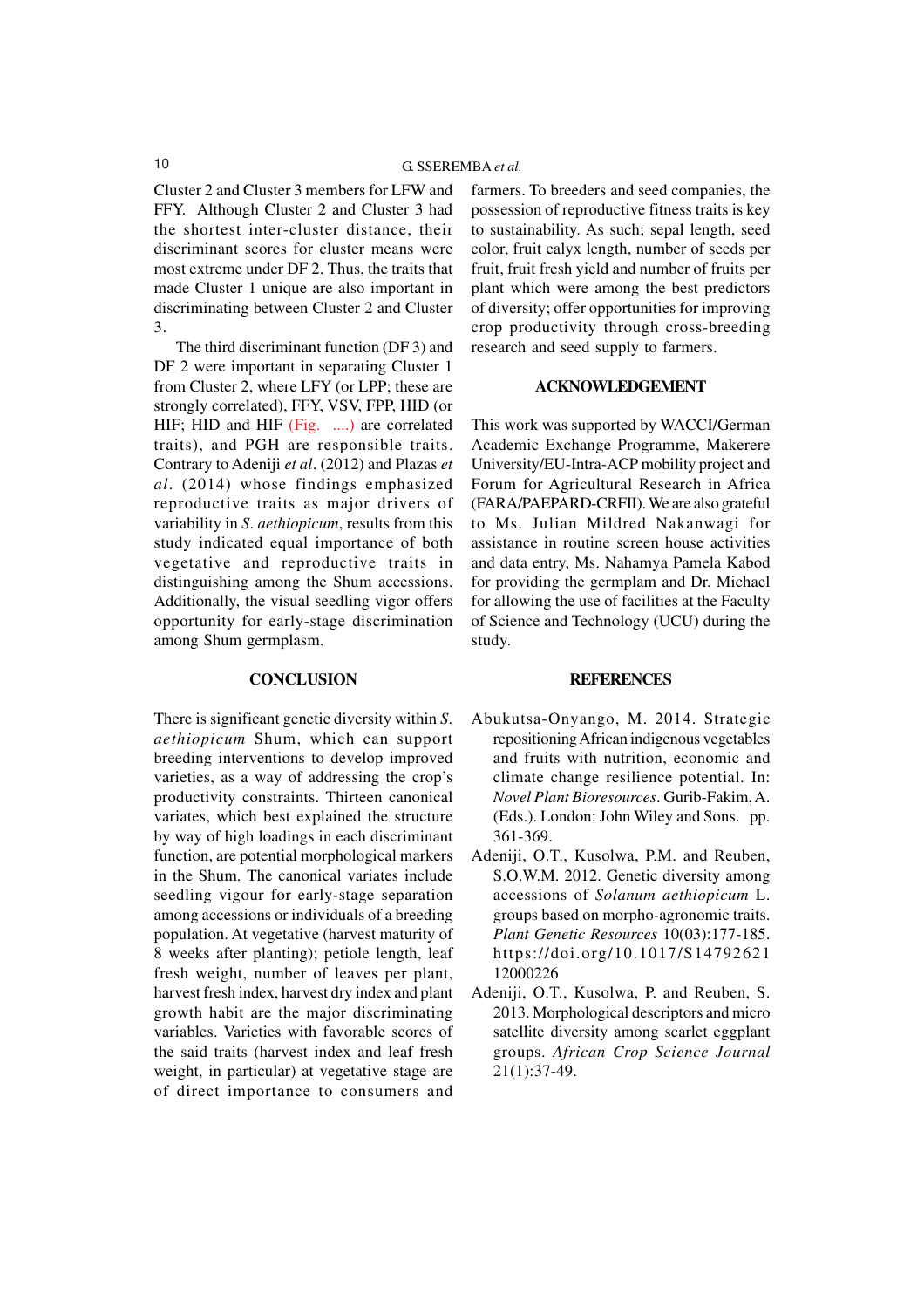Cluster 2 and Cluster 3 members for LFW and FFY. Although Cluster 2 and Cluster 3 had the shortest inter-cluster distance, their discriminant scores for cluster means were most extreme under DF 2. Thus, the traits that made Cluster 1 unique are also important in discriminating between Cluster 2 and Cluster 3.

The third discriminant function (DF 3) and DF 2 were important in separating Cluster 1 from Cluster 2, where LFY (or LPP; these are strongly correlated), FFY, VSV, FPP, HID (or HIF; HID and HIF (Fig. ....) are correlated traits), and PGH are responsible traits. Contrary to Adeniji *et al*. (2012) and Plazas *et al*. (2014) whose findings emphasized reproductive traits as major drivers of variability in *S. aethiopicum*, results from this study indicated equal importance of both vegetative and reproductive traits in distinguishing among the Shum accessions. Additionally, the visual seedling vigor offers opportunity for early-stage discrimination among Shum germplasm.

## CONCLUSION

There is significant genetic diversity within *S. aethiopicum* Shum, which can support breeding interventions to develop improved varieties, as a way of addressing the crop's productivity constraints. Thirteen canonical variates, which best explained the structure by way of high loadings in each discriminant function, are potential morphological markers in the Shum. The canonical variates include seedling vigour for early-stage separation among accessions or individuals of a breeding population. At vegetative (harvest maturity of 8 weeks after planting); petiole length, leaf fresh weight, number of leaves per plant, harvest fresh index, harvest dry index and plant growth habit are the major discriminating variables. Varieties with favorable scores of the said traits (harvest index and leaf fresh weight, in particular) at vegetative stage are of direct importance to consumers and farmers. To breeders and seed companies, the possession of reproductive fitness traits is key to sustainability. As such; sepal length, seed color, fruit calyx length, number of seeds per fruit, fruit fresh yield and number of fruits per plant which were among the best predictors of diversity; offer opportunities for improving crop productivity through cross-breeding research and seed supply to farmers.

## ACKNOWLEDGEMENT

This work was supported by WACCI/German Academic Exchange Programme, Makerere University/EU-Intra-ACP mobility project and Forum for Agricultural Research in Africa (FARA/PAEPARD-CRFII). We are also grateful to Ms. Julian Mildred Nakanwagi for assistance in routine screen house activities and data entry, Ms. Nahamya Pamela Kabod for providing the germplam and Dr. Michael for allowing the use of facilities at the Faculty of Science and Technology (UCU) during the study.

## REFERENCES

Abukutsa-Onyango, M. 2014. Strategic repositioning African indigenous vegetables and fruits with nutrition, economic and climate change resilience potential. In: *Novel Plant Bioresources*. Gurib-Fakim, A. (Eds.). London: John Wiley and Sons. pp. 361-369.

Adeniji, O.T., Kusolwa, P.M. and Reuben, S.O.W.M. 2012. Genetic diversity among accessions of *Solanum aethiopicum* L. groups based on morpho-agronomic traits. *Plant Genetic Resources* 10(03):177-185. https://doi.org/10.1017/S1479262112000226

Adeniji, O.T., Kusolwa, P. and Reuben, S. 2013. Morphological descriptors and micro satellite diversity among scarlet eggplant groups. *African Crop Science Journal* 21(1):37-49.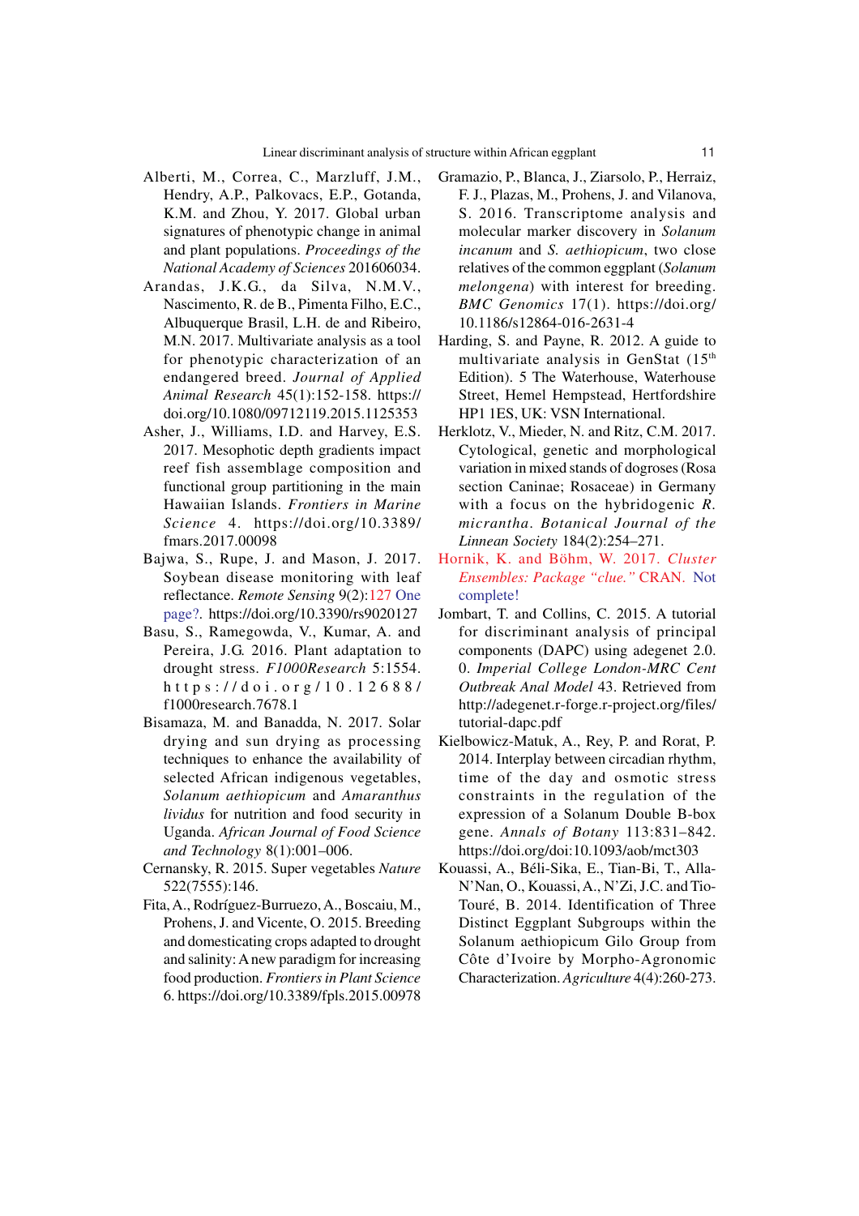Alberti, M., Correa, C., Marzluff, J.M., Hendry, A.P., Palkovacs, E.P., Gotanda, K.M. and Zhou, Y. 2017. Global urban signatures of phenotypic change in animal and plant populations. *Proceedings of the National Academy of Sciences* 201606034.

Arandas, J.K.G., da Silva, N.M.V., Nascimento, R. de B., Pimenta Filho, E.C., Albuquerque Brasil, L.H. de and Ribeiro, M.N. 2017. Multivariate analysis as a tool for phenotypic characterization of an endangered breed. *Journal of Applied Animal Research* 45(1):152-158. https://doi.org/10.1080/09712119.2015.1125353

Asher, J., Williams, I.D. and Harvey, E.S. 2017. Mesophotic depth gradients impact reef fish assemblage composition and functional group partitioning in the main Hawaiian Islands. *Frontiers in Marine Science* 4. https://doi.org/10.3389/fmars.2017.00098

Bajwa, S., Rupe, J. and Mason, J. 2017. Soybean disease monitoring with leaf reflectance. *Remote Sensing* 9(2):127 One page?. https://doi.org/10.3390/rs9020127

Basu, S., Ramegowda, V., Kumar, A. and Pereira, J.G. 2016. Plant adaptation to drought stress. *F1000Research* 5:1554. https://doi.org/10.12688/f1000research.7678.1

Bisamaza, M. and Banadda, N. 2017. Solar drying and sun drying as processing techniques to enhance the availability of selected African indigenous vegetables, *Solanum aethiopicum* and *Amaranthus lividus* for nutrition and food security in Uganda. *African Journal of Food Science and Technology* 8(1):001–006.

Cernansky, R. 2015. Super vegetables *Nature* 522(7555):146.

Fita, A., Rodríguez-Burruezo, A., Boscaiu, M., Prohens, J. and Vicente, O. 2015. Breeding and domesticating crops adapted to drought and salinity: A new paradigm for increasing food production. *Frontiers in Plant Science* 6. https://doi.org/10.3389/fpls.2015.00978

Gramazio, P., Blanca, J., Ziarsolo, P., Herraiz, F. J., Plazas, M., Prohens, J. and Vilanova, S. 2016. Transcriptome analysis and molecular marker discovery in *Solanum incanum* and *S. aethiopicum*, two close relatives of the common eggplant (*Solanum melongena*) with interest for breeding. *BMC Genomics* 17(1). https://doi.org/10.1186/s12864-016-2631-4

Harding, S. and Payne, R. 2012. A guide to multivariate analysis in GenStat (15th Edition). 5 The Waterhouse, Waterhouse Street, Hemel Hempstead, Hertfordshire HP1 1ES, UK: VSN International.

Herklotz, V., Mieder, N. and Ritz, C.M. 2017. Cytological, genetic and morphological variation in mixed stands of dogroses (Rosa section Caninae; Rosaceae) in Germany with a focus on the hybridogenic *R. micrantha*. *Botanical Journal of the Linnean Society* 184(2):254–271.

Hornik, K. and Böhm, W. 2017. *Cluster Ensembles: Package "clue."* CRAN. Not complete!

Jombart, T. and Collins, C. 2015. A tutorial for discriminant analysis of principal components (DAPC) using adegenet 2.0. 0. *Imperial College London-MRC Cent Outbreak Anal Model* 43. Retrieved from http://adegenet.r-forge.r-project.org/files/tutorial-dapc.pdf

Kielbowicz-Matuk, A., Rey, P. and Rorat, P. 2014. Interplay between circadian rhythm, time of the day and osmotic stress constraints in the regulation of the expression of a Solanum Double B-box gene. *Annals of Botany* 113:831–842. https://doi.org/doi:10.1093/aob/mct303

Kouassi, A., Béli-Sika, E., Tian-Bi, T., Alla-N'Nan, O., Kouassi, A., N'Zi, J.C. and Tio-Touré, B. 2014. Identification of Three Distinct Eggplant Subgroups within the Solanum aethiopicum Gilo Group from Côte d'Ivoire by Morpho-Agronomic Characterization. *Agriculture* 4(4):260-273.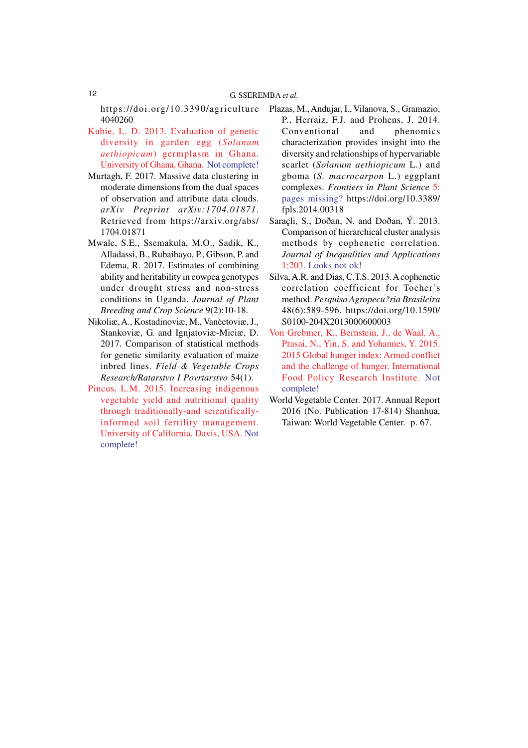https://doi.org/10.3390/agriculture4040260

Kubie, L. D. 2013. Evaluation of genetic diversity in garden egg (*Solanum aethiopicum*) germplasm in Ghana. University of Ghana, Ghana. Not complete!

Murtagh, F. 2017. Massive data clustering in moderate dimensions from the dual spaces of observation and attribute data clouds. *arXiv Preprint arXiv:1704.01871*. Retrieved from https://arxiv.org/abs/1704.01871

Mwale, S.E., Ssemakula, M.O., Sadik, K., Alladassi, B., Rubaihayo, P., Gibson, P. and Edema, R. 2017. Estimates of combining ability and heritability in cowpea genotypes under drought stress and non-stress conditions in Uganda. *Journal of Plant Breeding and Crop Science* 9(2):10-18.

Nikoliæ, A., Kostadinoviæ, M., Vanèetoviæ, J., Stankoviæ, G. and Ignjatoviæ-Miciæ, D. 2017. Comparison of statistical methods for genetic similarity evaluation of maize inbred lines. *Field & Vegetable Crops Research/Ratarstvo I Povrtarstvo* 54(1).

Pincus, L.M. 2015. Increasing indigenous vegetable yield and nutritional quality through traditionally-and scientifically-informed soil fertility management. University of California, Davis, USA. Not complete!

Plazas, M., Andujar, I., Vilanova, S., Gramazio, P., Herraiz, F.J. and Prohens, J. 2014. Conventional and phenomics characterization provides insight into the diversity and relationships of hypervariable scarlet (*Solanum aethiopicum* L.) and gboma (*S. macrocarpon* L.) eggplant complexes. *Frontiers in Plant Science* 5: pages missing? https://doi.org/10.3389/fpls.2014.00318

Saraçli, S., Doðan, N. and Doðan, Ý. 2013. Comparison of hierarchical cluster analysis methods by cophenetic correlation. *Journal of Inequalities and Applications* 1:203. Looks not ok!

Silva, A.R. and Dias, C.T.S. 2013. A cophenetic correlation coefficient for Tocher's method. *Pesquisa Agropecu?ria Brasileira* 48(6):589-596. https://doi.org/10.1590/S0100-204X2013000600003

Von Grebmer, K., Bernstein, J., de Waal, A., Prasai, N., Yin, S. and Yohannes, Y. 2015. 2015 Global hunger index: Armed conflict and the challenge of hunger. International Food Policy Research Institute. Not complete!

World Vegetable Center. 2017. Annual Report 2016 (No. Publication 17-814) Shanhua, Taiwan: World Vegetable Center. p. 67.